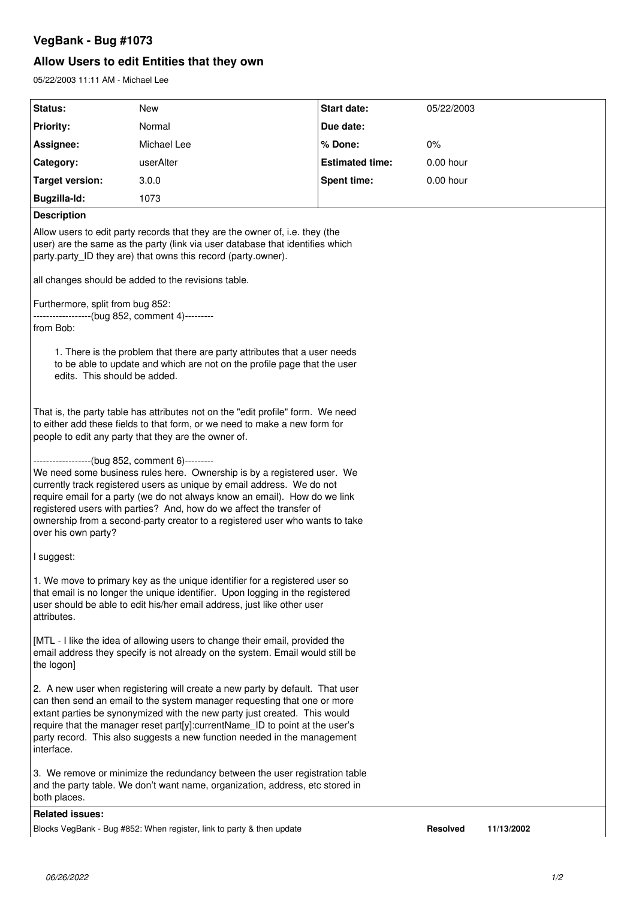# VegBank - Bug #1073

## Allow Users to edit Entities that they own

05/22/2003 11:11 AM - Michael Lee

| Status: | New | Start date: | 05/22/2003 |
|---|---|---|---|
| Priority: | Normal | Due date: | |
| Assignee: | Michael Lee | % Done: | 0% |
| Category: | userAlter | Estimated time: | 0.00 hour |
| Target version: | 3.0.0 | Spent time: | 0.00 hour |
| Bugzilla-Id: | 1073 | | |

**Description**

Allow users to edit party records that they are the owner of, i.e. they (the user) are the same as the party (link via user database that identifies which party.party_ID they are) that owns this record (party.owner).

all changes should be added to the revisions table.

Furthermore, split from bug 852:
------------------(bug 852, comment 4)---------
from Bob:

> 1. There is the problem that there are party attributes that a user needs to be able to update and which are not on the profile page that the user edits. This should be added.

That is, the party table has attributes not on the "edit profile" form. We need to either add these fields to that form, or we need to make a new form for people to edit any party that they are the owner of.

------------------(bug 852, comment 6)---------
We need some business rules here. Ownership is by a registered user. We currently track registered users as unique by email address. We do not require email for a party (we do not always know an email). How do we link registered users with parties? And, how do we affect the transfer of ownership from a second-party creator to a registered user who wants to take over his own party?

I suggest:

1. We move to primary key as the unique identifier for a registered user so that email is no longer the unique identifier. Upon logging in the registered user should be able to edit his/her email address, just like other user attributes.

[MTL - I like the idea of allowing users to change their email, provided the email address they specify is not already on the system. Email would still be the logon]

2. A new user when registering will create a new party by default. That user can then send an email to the system manager requesting that one or more extant parties be synonymized with the new party just created. This would require that the manager reset part[y]:currentName_ID to point at the user's party record. This also suggests a new function needed in the management interface.

3. We remove or minimize the redundancy between the user registration table and the party table. We don't want name, organization, address, etc stored in both places.

**Related issues:**

| | | |
|---|---|---|
| Blocks VegBank - Bug #852: When register, link to party & then update | **Resolved** | **11/13/2002** |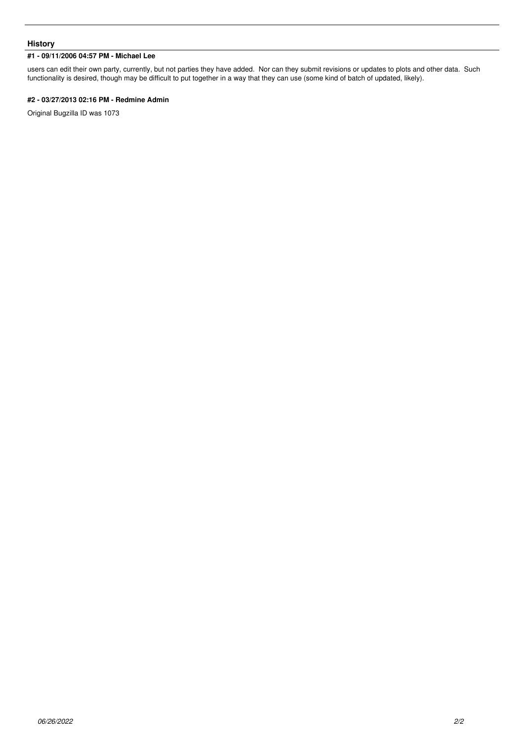## History

### #1 - 09/11/2006 04:57 PM - Michael Lee

users can edit their own party, currently, but not parties they have added. Nor can they submit revisions or updates to plots and other data. Such functionality is desired, though may be difficult to put together in a way that they can use (some kind of batch of updated, likely).

### #2 - 03/27/2013 02:16 PM - Redmine Admin

Original Bugzilla ID was 1073